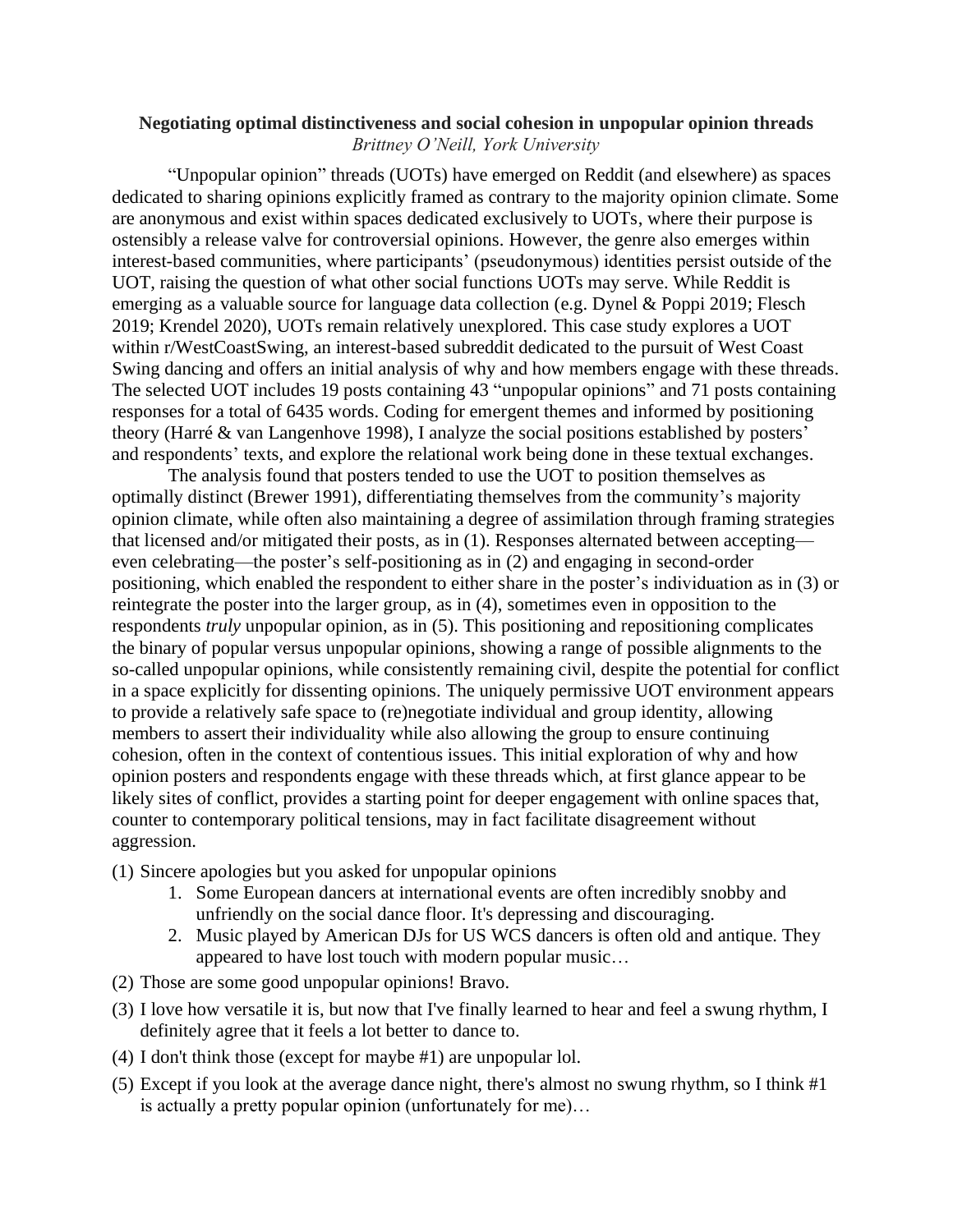# Negotiating optimal distinctiveness and social cohesion in unpopular opinion threads

*Brittney O'Neill, York University*

"Unpopular opinion" threads (UOTs) have emerged on Reddit (and elsewhere) as spaces dedicated to sharing opinions explicitly framed as contrary to the majority opinion climate. Some are anonymous and exist within spaces dedicated exclusively to UOTs, where their purpose is ostensibly a release valve for controversial opinions. However, the genre also emerges within interest-based communities, where participants' (pseudonymous) identities persist outside of the UOT, raising the question of what other social functions UOTs may serve. While Reddit is emerging as a valuable source for language data collection (e.g. Dynel & Poppi 2019; Flesch 2019; Krendel 2020), UOTs remain relatively unexplored. This case study explores a UOT within r/WestCoastSwing, an interest-based subreddit dedicated to the pursuit of West Coast Swing dancing and offers an initial analysis of why and how members engage with these threads. The selected UOT includes 19 posts containing 43 "unpopular opinions" and 71 posts containing responses for a total of 6435 words. Coding for emergent themes and informed by positioning theory (Harré & van Langenhove 1998), I analyze the social positions established by posters' and respondents' texts, and explore the relational work being done in these textual exchanges.

The analysis found that posters tended to use the UOT to position themselves as optimally distinct (Brewer 1991), differentiating themselves from the community's majority opinion climate, while often also maintaining a degree of assimilation through framing strategies that licensed and/or mitigated their posts, as in (1). Responses alternated between accepting—even celebrating—the poster's self-positioning as in (2) and engaging in second-order positioning, which enabled the respondent to either share in the poster's individuation as in (3) or reintegrate the poster into the larger group, as in (4), sometimes even in opposition to the respondents *truly* unpopular opinion, as in (5). This positioning and repositioning complicates the binary of popular versus unpopular opinions, showing a range of possible alignments to the so-called unpopular opinions, while consistently remaining civil, despite the potential for conflict in a space explicitly for dissenting opinions. The uniquely permissive UOT environment appears to provide a relatively safe space to (re)negotiate individual and group identity, allowing members to assert their individuality while also allowing the group to ensure continuing cohesion, often in the context of contentious issues. This initial exploration of why and how opinion posters and respondents engage with these threads which, at first glance appear to be likely sites of conflict, provides a starting point for deeper engagement with online spaces that, counter to contemporary political tensions, may in fact facilitate disagreement without aggression.

(1) Sincere apologies but you asked for unpopular opinions

1. Some European dancers at international events are often incredibly snobby and unfriendly on the social dance floor. It's depressing and discouraging.
2. Music played by American DJs for US WCS dancers is often old and antique. They appeared to have lost touch with modern popular music…

(2) Those are some good unpopular opinions! Bravo.

(3) I love how versatile it is, but now that I've finally learned to hear and feel a swung rhythm, I definitely agree that it feels a lot better to dance to.

(4) I don't think those (except for maybe #1) are unpopular lol.

(5) Except if you look at the average dance night, there's almost no swung rhythm, so I think #1 is actually a pretty popular opinion (unfortunately for me)…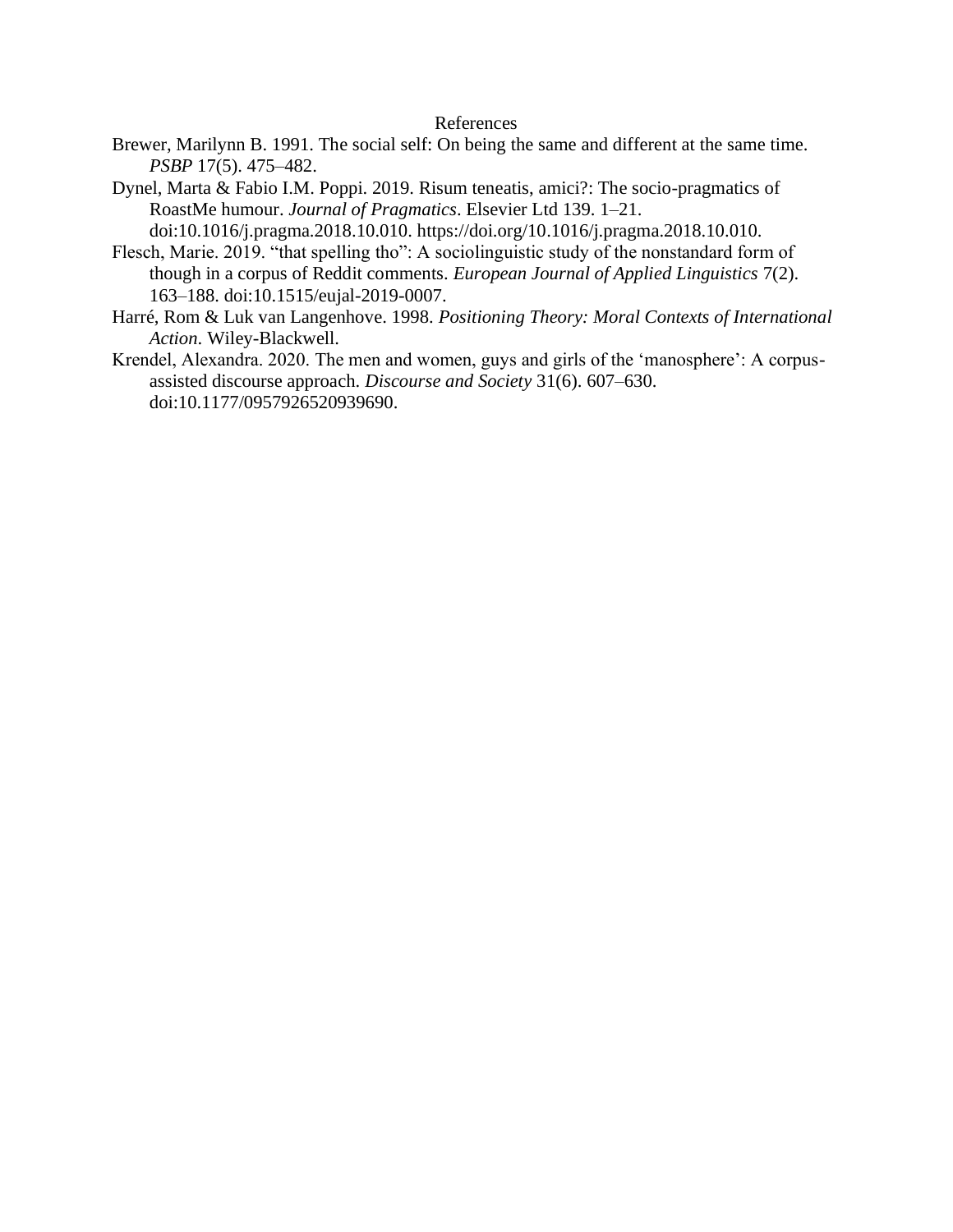## References

Brewer, Marilynn B. 1991. The social self: On being the same and different at the same time. *PSBP* 17(5). 475–482.

Dynel, Marta & Fabio I.M. Poppi. 2019. Risum teneatis, amici?: The socio-pragmatics of RoastMe humour. *Journal of Pragmatics*. Elsevier Ltd 139. 1–21. doi:10.1016/j.pragma.2018.10.010. https://doi.org/10.1016/j.pragma.2018.10.010.

Flesch, Marie. 2019. "that spelling tho": A sociolinguistic study of the nonstandard form of though in a corpus of Reddit comments. *European Journal of Applied Linguistics* 7(2). 163–188. doi:10.1515/eujal-2019-0007.

Harré, Rom & Luk van Langenhove. 1998. *Positioning Theory: Moral Contexts of International Action*. Wiley-Blackwell.

Krendel, Alexandra. 2020. The men and women, guys and girls of the 'manosphere': A corpus-assisted discourse approach. *Discourse and Society* 31(6). 607–630. doi:10.1177/0957926520939690.